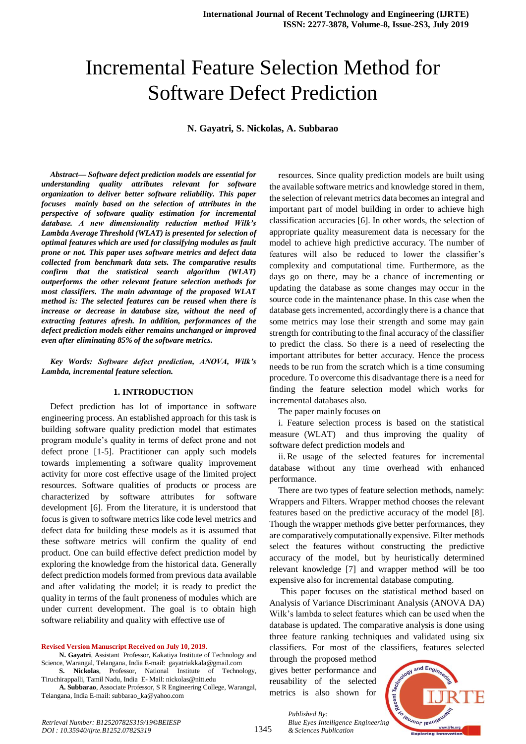# Incremental Feature Selection Method for Software Defect Prediction

**N. Gayatri, S. Nickolas, A. Subbarao**

***Abstract— Software defect prediction models are essential for understanding quality attributes relevant for software organization to deliver better software reliability. This paper focuses mainly based on the selection of attributes in the perspective of software quality estimation for incremental database. A new dimensionality reduction method Wilk's Lambda Average Threshold (WLAT) is presented for selection of optimal features which are used for classifying modules as fault prone or not. This paper uses software metrics and defect data collected from benchmark data sets. The comparative results confirm that the statistical search algorithm (WLAT) outperforms the other relevant feature selection methods for most classifiers. The main advantage of the proposed WLAT method is: The selected features can be reused when there is increase or decrease in database size, without the need of extracting features afresh. In addition, performances of the defect prediction models either remains unchanged or improved even after eliminating 85% of the software metrics.***

***Key Words: Software defect prediction, ANOVA, Wilk's Lambda, incremental feature selection.***

## 1. INTRODUCTION

Defect prediction has lot of importance in software engineering process. An established approach for this task is building software quality prediction model that estimates program module's quality in terms of defect prone and not defect prone [1-5]. Practitioner can apply such models towards implementing a software quality improvement activity for more cost effective usage of the limited project resources. Software qualities of products or process are characterized by software attributes for software development [6]. From the literature, it is understood that focus is given to software metrics like code level metrics and defect data for building these models as it is assumed that these software metrics will confirm the quality of end product. One can build effective defect prediction model by exploring the knowledge from the historical data. Generally defect prediction models formed from previous data available and after validating the model; it is ready to predict the quality in terms of the fault proneness of modules which are under current development. The goal is to obtain high software reliability and quality with effective use of resources. Since quality prediction models are built using the available software metrics and knowledge stored in them, the selection of relevant metrics data becomes an integral and important part of model building in order to achieve high classification accuracies [6]. In other words, the selection of appropriate quality measurement data is necessary for the model to achieve high predictive accuracy. The number of features will also be reduced to lower the classifier's complexity and computational time. Furthermore, as the days go on there, may be a chance of incrementing or updating the database as some changes may occur in the source code in the maintenance phase. In this case when the database gets incremented, accordingly there is a chance that some metrics may lose their strength and some may gain strength for contributing to the final accuracy of the classifier to predict the class. So there is a need of reselecting the important attributes for better accuracy. Hence the process needs to be run from the scratch which is a time consuming procedure. To overcome this disadvantage there is a need for finding the feature selection model which works for incremental databases also.

The paper mainly focuses on

i. Feature selection process is based on the statistical measure (WLAT) and thus improving the quality of software defect prediction models and

ii. Re usage of the selected features for incremental database without any time overhead with enhanced performance.

There are two types of feature selection methods, namely: Wrappers and Filters. Wrapper method chooses the relevant features based on the predictive accuracy of the model [8]. Though the wrapper methods give better performances, they are comparatively computationally expensive. Filter methods select the features without constructing the predictive accuracy of the model, but by heuristically determined relevant knowledge [7] and wrapper method will be too expensive also for incremental database computing.

This paper focuses on the statistical method based on Analysis of Variance Discriminant Analysis (ANOVA DA) Wilk's lambda to select features which can be used when the database is updated. The comparative analysis is done using three feature ranking techniques and validated using six classifiers. For most of the classifiers, features selected through the proposed method gives better performance and reusability of the selected metrics is also shown for

**Revised Version Manuscript Received on July 10, 2019.**

**N. Gayatri**, Assistant Professor, Kakatiya Institute of Technology and Science, Warangal, Telangana, India E-mail: gayatriakkala@gmail.com

**S. Nickolas**, Professor, National Institute of Technology, Tiruchirappalli, Tamil Nadu, India E- Mail: nickolas@nitt.edu

**A. Subbarao**, Associate Professor, S R Engineering College, Warangal, Telangana, India E-mail: subbarao_ka@yahoo.com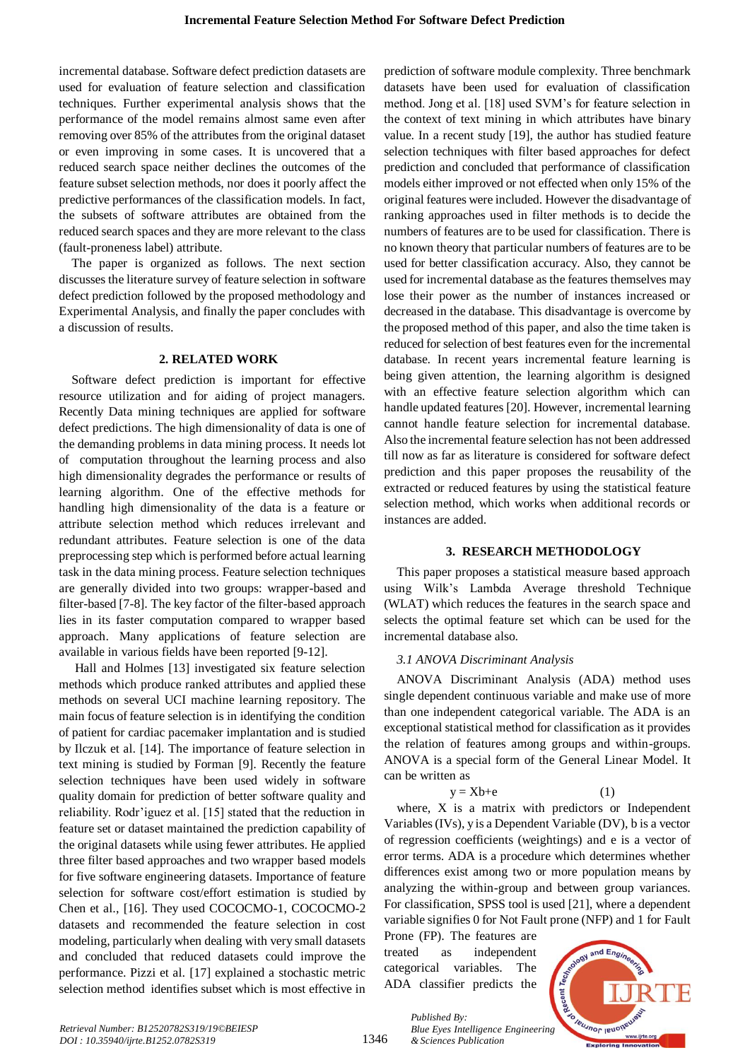incremental database. Software defect prediction datasets are used for evaluation of feature selection and classification techniques. Further experimental analysis shows that the performance of the model remains almost same even after removing over 85% of the attributes from the original dataset or even improving in some cases. It is uncovered that a reduced search space neither declines the outcomes of the feature subset selection methods, nor does it poorly affect the predictive performances of the classification models. In fact, the subsets of software attributes are obtained from the reduced search spaces and they are more relevant to the class (fault-proneness label) attribute.

The paper is organized as follows. The next section discusses the literature survey of feature selection in software defect prediction followed by the proposed methodology and Experimental Analysis, and finally the paper concludes with a discussion of results.

## 2. RELATED WORK

Software defect prediction is important for effective resource utilization and for aiding of project managers. Recently Data mining techniques are applied for software defect predictions. The high dimensionality of data is one of the demanding problems in data mining process. It needs lot of computation throughout the learning process and also high dimensionality degrades the performance or results of learning algorithm. One of the effective methods for handling high dimensionality of the data is a feature or attribute selection method which reduces irrelevant and redundant attributes. Feature selection is one of the data preprocessing step which is performed before actual learning task in the data mining process. Feature selection techniques are generally divided into two groups: wrapper-based and filter-based [7-8]. The key factor of the filter-based approach lies in its faster computation compared to wrapper based approach. Many applications of feature selection are available in various fields have been reported [9-12].

Hall and Holmes [13] investigated six feature selection methods which produce ranked attributes and applied these methods on several UCI machine learning repository. The main focus of feature selection is in identifying the condition of patient for cardiac pacemaker implantation and is studied by Ilczuk et al. [14]. The importance of feature selection in text mining is studied by Forman [9]. Recently the feature selection techniques have been used widely in software quality domain for prediction of better software quality and reliability. Rodr'iguez et al. [15] stated that the reduction in feature set or dataset maintained the prediction capability of the original datasets while using fewer attributes. He applied three filter based approaches and two wrapper based models for five software engineering datasets. Importance of feature selection for software cost/effort estimation is studied by Chen et al., [16]. They used COCOCMO-1, COCOCMO-2 datasets and recommended the feature selection in cost modeling, particularly when dealing with very small datasets and concluded that reduced datasets could improve the performance. Pizzi et al. [17] explained a stochastic metric selection method identifies subset which is most effective in prediction of software module complexity. Three benchmark datasets have been used for evaluation of classification method. Jong et al. [18] used SVM's for feature selection in the context of text mining in which attributes have binary value. In a recent study [19], the author has studied feature selection techniques with filter based approaches for defect prediction and concluded that performance of classification models either improved or not effected when only 15% of the original features were included. However the disadvantage of ranking approaches used in filter methods is to decide the numbers of features are to be used for classification. There is no known theory that particular numbers of features are to be used for better classification accuracy. Also, they cannot be used for incremental database as the features themselves may lose their power as the number of instances increased or decreased in the database. This disadvantage is overcome by the proposed method of this paper, and also the time taken is reduced for selection of best features even for the incremental database. In recent years incremental feature learning is being given attention, the learning algorithm is designed with an effective feature selection algorithm which can handle updated features [20]. However, incremental learning cannot handle feature selection for incremental database. Also the incremental feature selection has not been addressed till now as far as literature is considered for software defect prediction and this paper proposes the reusability of the extracted or reduced features by using the statistical feature selection method, which works when additional records or instances are added.

## 3. RESEARCH METHODOLOGY

This paper proposes a statistical measure based approach using Wilk's Lambda Average threshold Technique (WLAT) which reduces the features in the search space and selects the optimal feature set which can be used for the incremental database also.

### *3.1 ANOVA Discriminant Analysis*

ANOVA Discriminant Analysis (ADA) method uses single dependent continuous variable and make use of more than one independent categorical variable. The ADA is an exceptional statistical method for classification as it provides the relation of features among groups and within-groups. ANOVA is a special form of the General Linear Model. It can be written as

$$y = Xb+e \qquad (1)$$

where, X is a matrix with predictors or Independent Variables (IVs), y is a Dependent Variable (DV), b is a vector of regression coefficients (weightings) and e is a vector of error terms. ADA is a procedure which determines whether differences exist among two or more population means by analyzing the within-group and between group variances. For classification, SPSS tool is used [21], where a dependent variable signifies 0 for Not Fault prone (NFP) and 1 for Fault Prone (FP). The features are treated as independent categorical variables. The ADA classifier predicts the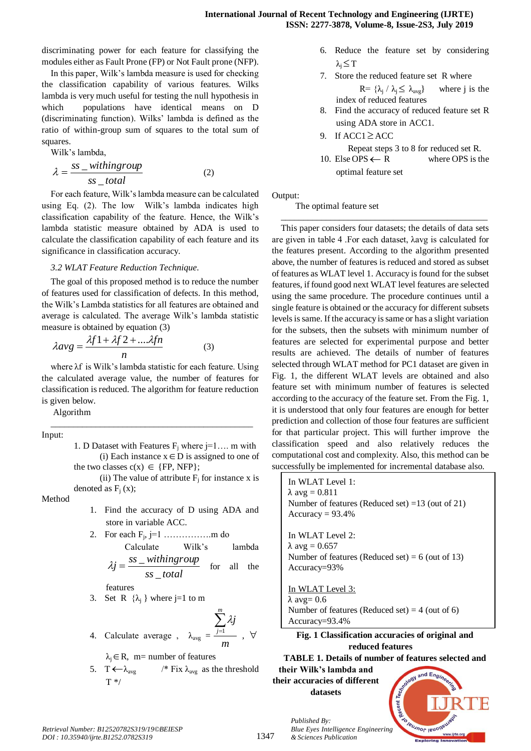discriminating power for each feature for classifying the modules either as Fault Prone (FP) or Not Fault prone (NFP).

In this paper, Wilk's lambda measure is used for checking the classification capability of various features. Wilks lambda is very much useful for testing the null hypothesis in which populations have identical means on D (discriminating function). Wilks' lambda is defined as the ratio of within-group sum of squares to the total sum of squares.

Wilk's lambda,

$$\lambda = \frac{ss\_withingroup}{ss\_total} \quad (2)$$

For each feature, Wilk's lambda measure can be calculated using Eq. (2). The low Wilk's lambda indicates high classification capability of the feature. Hence, the Wilk's lambda statistic measure obtained by ADA is used to calculate the classification capability of each feature and its significance in classification accuracy.

### 3.2 WLAT Feature Reduction Technique.

The goal of this proposed method is to reduce the number of features used for classification of defects. In this method, the Wilk's Lambda statistics for all features are obtained and average is calculated. The average Wilk's lambda statistic measure is obtained by equation (3)

$$\lambda avg = \frac{\lambda f1 + \lambda f2 + ....\lambda fn}{n} \quad (3)$$

where λf is Wilk's lambda statistic for each feature. Using the calculated average value, the number of features for classification is reduced. The algorithm for feature reduction is given below.

Algorithm

---

Input:

1. D Dataset with Features $F_j$ where j=1…. m with
   (i) Each instance $x \in D$ is assigned to one of the two classes $c(x) \in$ {FP, NFP};
   (ii) The value of attribute $F_j$ for instance x is denoted as $F_j$ (x);

Method

1. Find the accuracy of D using ADA and store in variable ACC.
2. For each $F_j$, j=1 …………….m do
   Calculate Wilk's lambda $\lambda j = \frac{ss\_withingroup}{ss\_total}$ for all the features
3. Set R {$\lambda_j$ } where j=1 to m
4. Calculate average , $\lambda_{avg} = \frac{\sum_{j=1}^{m} \lambda j}{m}$ , $\forall \lambda_j \in R$, m= number of features
5. $T \leftarrow \lambda_{avg}$ /* Fix $\lambda_{avg}$ as the threshold T */
6. Reduce the feature set by considering $\lambda_j \leq T$
7. Store the reduced feature set R where
   R= {$\lambda_j$ / $\lambda_j \leq \lambda_{avg}$} where j is the index of reduced features
8. Find the accuracy of reduced feature set R using ADA store in ACC1.
9. If ACC1 ≥ ACC
   Repeat steps 3 to 8 for reduced set R.
10. Else OPS ← R where OPS is the optimal feature set

Output:

The optimal feature set

---

This paper considers four datasets; the details of data sets are given in table 4 .For each dataset, λavg is calculated for the features present. According to the algorithm presented above, the number of features is reduced and stored as subset of features as WLAT level 1. Accuracy is found for the subset features, if found good next WLAT level features are selected using the same procedure. The procedure continues until a single feature is obtained or the accuracy for different subsets levels is same. If the accuracy is same or has a slight variation for the subsets, then the subsets with minimum number of features are selected for experimental purpose and better results are achieved. The details of number of features selected through WLAT method for PC1 dataset are given in Fig. 1, the different WLAT levels are obtained and also feature set with minimum number of features is selected according to the accuracy of the feature set. From the Fig. 1, it is understood that only four features are enough for better prediction and collection of those four features are sufficient for that particular project. This will further improve the classification speed and also relatively reduces the computational cost and complexity. Also, this method can be successfully be implemented for incremental database also.

In WLAT Level 1:
λ avg = 0.811
Number of features (Reduced set) =13 (out of 21)
Accuracy = 93.4%

In WLAT Level 2:
λ avg = 0.657
Number of features (Reduced set) = 6 (out of 13)
Accuracy=93%

In WLAT Level 3:
λ avg= 0.6
Number of features (Reduced set) = 4 (out of 6)
Accuracy=93.4%

**Fig. 1 Classification accuracies of original and reduced features**

**TABLE 1. Details of number of features selected and their Wilk's lambda and their accuracies of different datasets**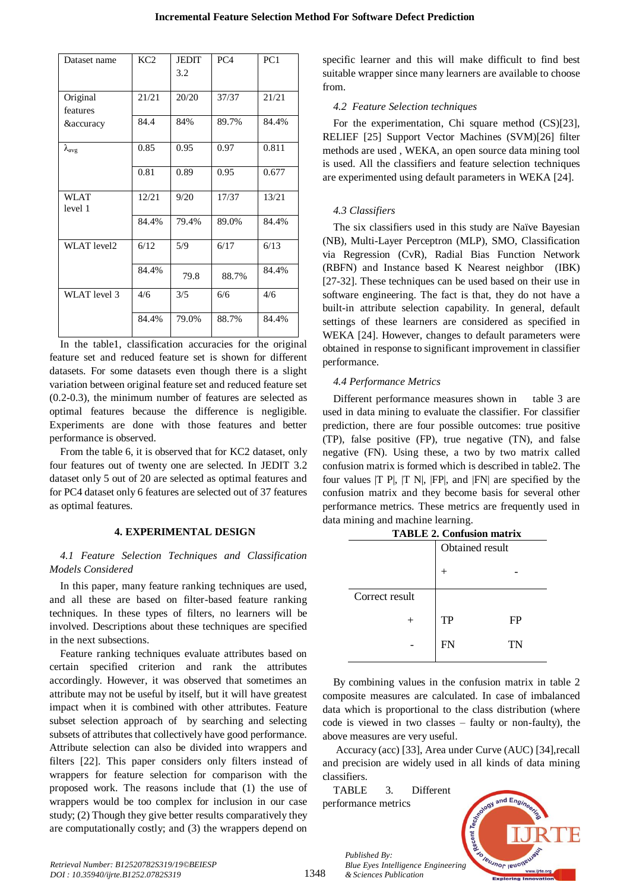| Dataset name | KC2 | JEDIT 3.2 | PC4 | PC1 |
|---|---|---|---|---|
| Original features &accuracy | 21/21 | 20/20 | 37/37 | 21/21 |
| | 84.4 | 84% | 89.7% | 84.4% |
| $\lambda_{avg}$ | 0.85 | 0.95 | 0.97 | 0.811 |
| | 0.81 | 0.89 | 0.95 | 0.677 |
| WLAT level 1 | 12/21 | 9/20 | 17/37 | 13/21 |
| | 84.4% | 79.4% | 89.0% | 84.4% |
| WLAT level2 | 6/12 | 5/9 | 6/17 | 6/13 |
| | 84.4% | 79.8 | 88.7% | 84.4% |
| WLAT level 3 | 4/6 | 3/5 | 6/6 | 4/6 |
| | 84.4% | 79.0% | 88.7% | 84.4% |

In the table1, classification accuracies for the original feature set and reduced feature set is shown for different datasets. For some datasets even though there is a slight variation between original feature set and reduced feature set (0.2-0.3), the minimum number of features are selected as optimal features because the difference is negligible. Experiments are done with those features and better performance is observed.

From the table 6, it is observed that for KC2 dataset, only four features out of twenty one are selected. In JEDIT 3.2 dataset only 5 out of 20 are selected as optimal features and for PC4 dataset only 6 features are selected out of 37 features as optimal features.

## 4. EXPERIMENTAL DESIGN

### *4.1 Feature Selection Techniques and Classification Models Considered*

In this paper, many feature ranking techniques are used, and all these are based on filter-based feature ranking techniques. In these types of filters, no learners will be involved. Descriptions about these techniques are specified in the next subsections.

Feature ranking techniques evaluate attributes based on certain specified criterion and rank the attributes accordingly. However, it was observed that sometimes an attribute may not be useful by itself, but it will have greatest impact when it is combined with other attributes. Feature subset selection approach of by searching and selecting subsets of attributes that collectively have good performance. Attribute selection can also be divided into wrappers and filters [22]. This paper considers only filters instead of wrappers for feature selection for comparison with the proposed work. The reasons include that (1) the use of wrappers would be too complex for inclusion in our case study; (2) Though they give better results comparatively they are computationally costly; and (3) the wrappers depend on specific learner and this will make difficult to find best suitable wrapper since many learners are available to choose from.

### *4.2 Feature Selection techniques*

For the experimentation, Chi square method (CS)[23], RELIEF [25] Support Vector Machines (SVM)[26] filter methods are used , WEKA, an open source data mining tool is used. All the classifiers and feature selection techniques are experimented using default parameters in WEKA [24].

### *4.3 Classifiers*

The six classifiers used in this study are Naïve Bayesian (NB), Multi-Layer Perceptron (MLP), SMO, Classification via Regression (CvR), Radial Bias Function Network (RBFN) and Instance based K Nearest neighbor (IBK) [27-32]. These techniques can be used based on their use in software engineering. The fact is that, they do not have a built-in attribute selection capability. In general, default settings of these learners are considered as specified in WEKA [24]. However, changes to default parameters were obtained in response to significant improvement in classifier performance.

### *4.4 Performance Metrics*

Different performance measures shown in table 3 are used in data mining to evaluate the classifier. For classifier prediction, there are four possible outcomes: true positive (TP), false positive (FP), true negative (TN), and false negative (FN). Using these, a two by two matrix called confusion matrix is formed which is described in table2. The four values |T P|, |T N|, |FP|, and |FN| are specified by the confusion matrix and they become basis for several other performance metrics. These metrics are frequently used in data mining and machine learning.

**TABLE 2. Confusion matrix**

| | | Obtained result | |
|---|---|---|---|
| | | + | - |
| Correct result | + | TP | FP |
| | - | FN | TN |

By combining values in the confusion matrix in table 2 composite measures are calculated. In case of imbalanced data which is proportional to the class distribution (where code is viewed in two classes – faulty or non-faulty), the above measures are very useful.

Accuracy (acc) [33], Area under Curve (AUC) [34],recall and precision are widely used in all kinds of data mining classifiers.

TABLE 3. Different performance metrics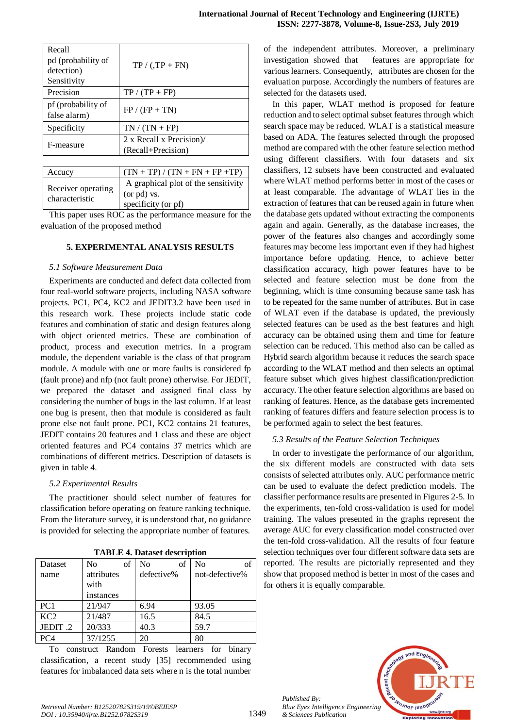| Recall<br>pd (probability of detection)<br>Sensitivity | TP / (,TP + FN) |
|---|---|
| Precision | TP / (TP + FP) |
| pf (probability of false alarm) | FP / (FP + TN) |
| Specificity | TN / (TN + FP) |
| F-measure | 2 x Recall x Precision)/ (Recall+Precision) |
| Accucy | (TN + TP) / (TN + FN + FP +TP) |
| Receiver operating characteristic | A graphical plot of the sensitivity (or pd) vs. specificity (or pf) |

This paper uses ROC as the performance measure for the evaluation of the proposed method

## 5. EXPERIMENTAL ANALYSIS RESULTS

### *5.1 Software Measurement Data*

Experiments are conducted and defect data collected from four real-world software projects, including NASA software projects. PC1, PC4, KC2 and JEDIT3.2 have been used in this research work. These projects include static code features and combination of static and design features along with object oriented metrics. These are combination of product, process and execution metrics. In a program module, the dependent variable is the class of that program module. A module with one or more faults is considered fp (fault prone) and nfp (not fault prone) otherwise. For JEDIT, we prepared the dataset and assigned final class by considering the number of bugs in the last column. If at least one bug is present, then that module is considered as fault prone else not fault prone. PC1, KC2 contains 21 features, JEDIT contains 20 features and 1 class and these are object oriented features and PC4 contains 37 metrics which are combinations of different metrics. Description of datasets is given in table 4.

### *5.2 Experimental Results*

The practitioner should select number of features for classification before operating on feature ranking technique. From the literature survey, it is understood that, no guidance is provided for selecting the appropriate number of features.

**TABLE 4. Dataset description**

| Dataset name | No of attributes with instances | No of defective% | No of not-defective% |
|---|---|---|---|
| PC1 | 21/947 | 6.94 | 93.05 |
| KC2 | 21/487 | 16.5 | 84.5 |
| JEDIT .2 | 20/333 | 40.3 | 59.7 |
| PC4 | 37/1255 | 20 | 80 |

To construct Random Forests learners for binary classification, a recent study [35] recommended using features for imbalanced data sets where n is the total number of the independent attributes. Moreover, a preliminary investigation showed that features are appropriate for various learners. Consequently, attributes are chosen for the evaluation purpose. Accordingly the numbers of features are selected for the datasets used.

In this paper, WLAT method is proposed for feature reduction and to select optimal subset features through which search space may be reduced. WLAT is a statistical measure based on ADA. The features selected through the proposed method are compared with the other feature selection method using different classifiers. With four datasets and six classifiers, 12 subsets have been constructed and evaluated where WLAT method performs better in most of the cases or at least comparable. The advantage of WLAT lies in the extraction of features that can be reused again in future when the database gets updated without extracting the components again and again. Generally, as the database increases, the power of the features also changes and accordingly some features may become less important even if they had highest importance before updating. Hence, to achieve better classification accuracy, high power features have to be selected and feature selection must be done from the beginning, which is time consuming because same task has to be repeated for the same number of attributes. But in case of WLAT even if the database is updated, the previously selected features can be used as the best features and high accuracy can be obtained using them and time for feature selection can be reduced. This method also can be called as Hybrid search algorithm because it reduces the search space according to the WLAT method and then selects an optimal feature subset which gives highest classification/prediction accuracy. The other feature selection algorithms are based on ranking of features. Hence, as the database gets incremented ranking of features differs and feature selection process is to be performed again to select the best features.

### *5.3 Results of the Feature Selection Techniques*

In order to investigate the performance of our algorithm, the six different models are constructed with data sets consists of selected attributes only. AUC performance metric can be used to evaluate the defect prediction models. The classifier performance results are presented in Figures 2-5. In the experiments, ten-fold cross-validation is used for model training. The values presented in the graphs represent the average AUC for every classification model constructed over the ten-fold cross-validation. All the results of four feature selection techniques over four different software data sets are reported. The results are pictorially represented and they show that proposed method is better in most of the cases and for others it is equally comparable.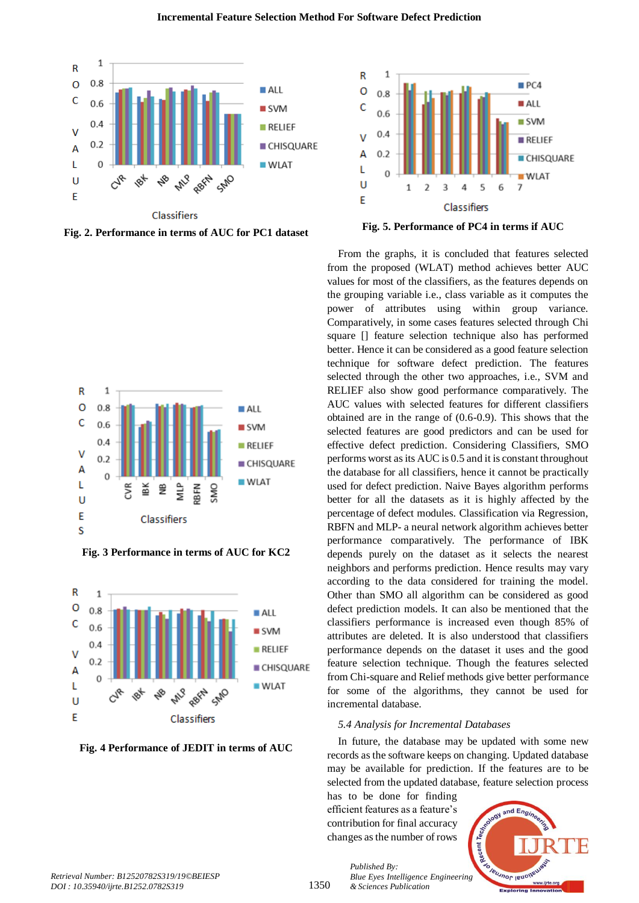Fig. 2. Performance in terms of AUC for PC1 dataset

Fig. 3 Performance in terms of AUC for KC2

Fig. 4 Performance of JEDIT in terms of AUC

Fig. 5. Performance of PC4 in terms if AUC

From the graphs, it is concluded that features selected from the proposed (WLAT) method achieves better AUC values for most of the classifiers, as the features depends on the grouping variable i.e., class variable as it computes the power of attributes using within group variance. Comparatively, in some cases features selected through Chi square [] feature selection technique also has performed better. Hence it can be considered as a good feature selection technique for software defect prediction. The features selected through the other two approaches, i.e., SVM and RELIEF also show good performance comparatively. The AUC values with selected features for different classifiers obtained are in the range of (0.6-0.9). This shows that the selected features are good predictors and can be used for effective defect prediction. Considering Classifiers, SMO performs worst as its AUC is 0.5 and it is constant throughout the database for all classifiers, hence it cannot be practically used for defect prediction. Naive Bayes algorithm performs better for all the datasets as it is highly affected by the percentage of defect modules. Classification via Regression, RBFN and MLP- a neural network algorithm achieves better performance comparatively. The performance of IBK depends purely on the dataset as it selects the nearest neighbors and performs prediction. Hence results may vary according to the data considered for training the model. Other than SMO all algorithm can be considered as good defect prediction models. It can also be mentioned that the classifiers performance is increased even though 85% of attributes are deleted. It is also understood that classifiers performance depends on the dataset it uses and the good feature selection technique. Though the features selected from Chi-square and Relief methods give better performance for some of the algorithms, they cannot be used for incremental database.

### *5.4 Analysis for Incremental Databases*

In future, the database may be updated with some new records as the software keeps on changing. Updated database may be available for prediction. If the features are to be selected from the updated database, feature selection process has to be done for finding efficient features as a feature's contribution for final accuracy changes as the number of rows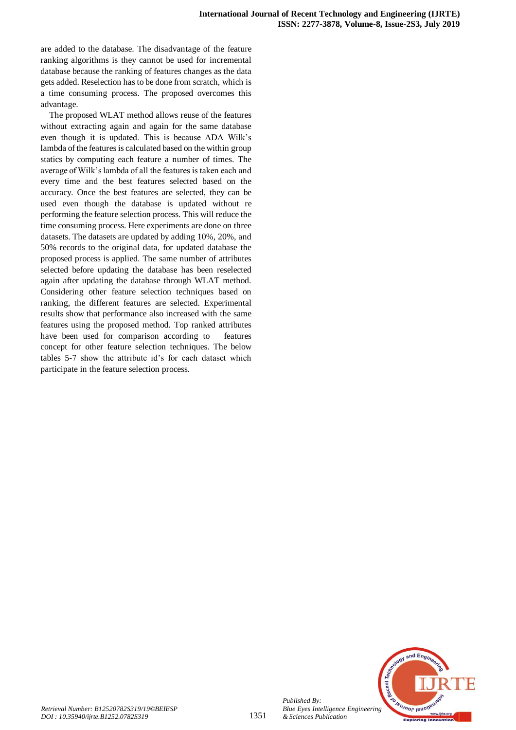are added to the database. The disadvantage of the feature ranking algorithms is they cannot be used for incremental database because the ranking of features changes as the data gets added. Reselection has to be done from scratch, which is a time consuming process. The proposed overcomes this advantage.

The proposed WLAT method allows reuse of the features without extracting again and again for the same database even though it is updated. This is because ADA Wilk's lambda of the features is calculated based on the within group statics by computing each feature a number of times. The average of Wilk's lambda of all the features is taken each and every time and the best features selected based on the accuracy. Once the best features are selected, they can be used even though the database is updated without re performing the feature selection process. This will reduce the time consuming process. Here experiments are done on three datasets. The datasets are updated by adding 10%, 20%, and 50% records to the original data, for updated database the proposed process is applied. The same number of attributes selected before updating the database has been reselected again after updating the database through WLAT method. Considering other feature selection techniques based on ranking, the different features are selected. Experimental results show that performance also increased with the same features using the proposed method. Top ranked attributes have been used for comparison according to features concept for other feature selection techniques. The below tables 5-7 show the attribute id's for each dataset which participate in the feature selection process.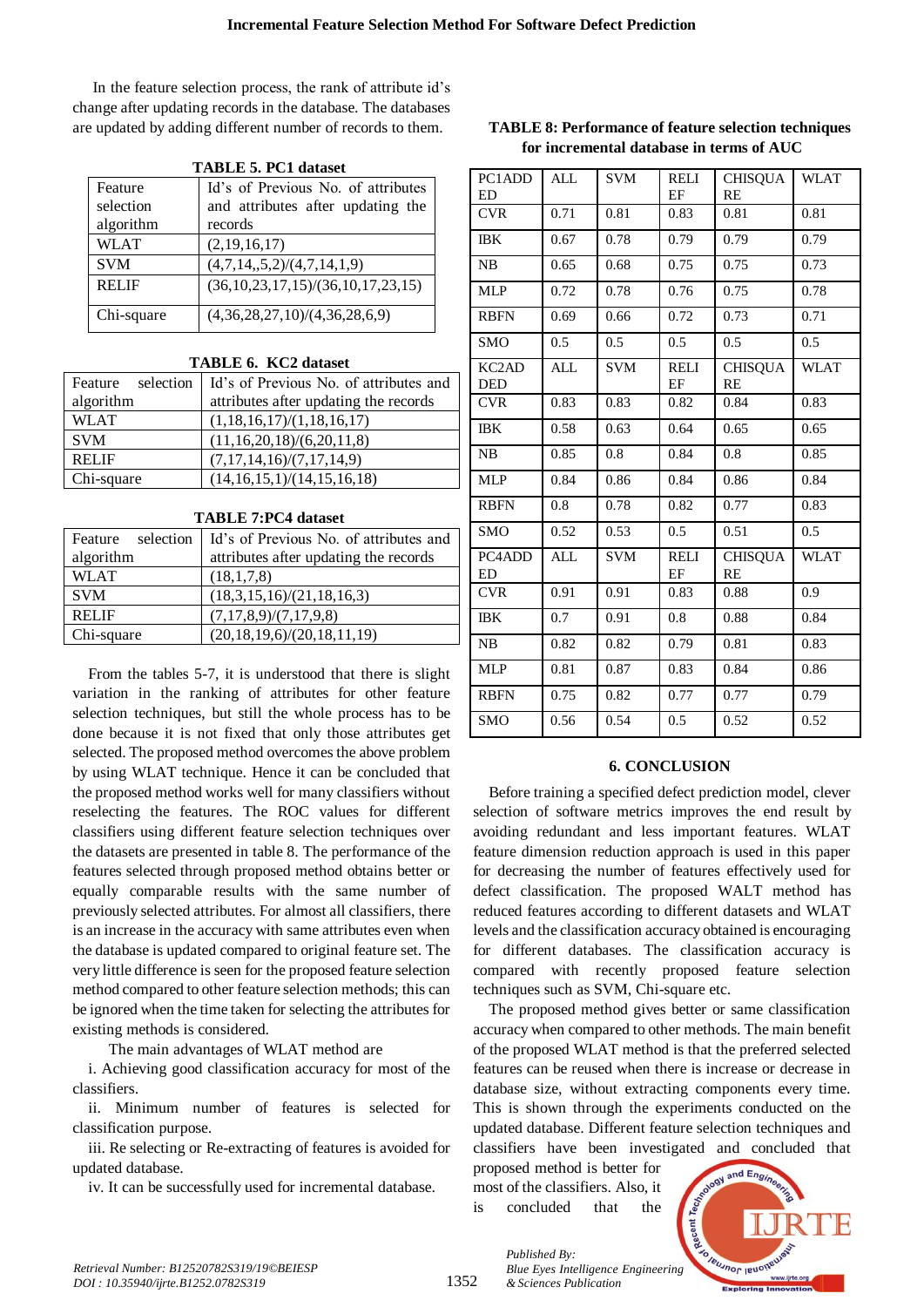In the feature selection process, the rank of attribute id's change after updating records in the database. The databases are updated by adding different number of records to them.

**TABLE 5. PC1 dataset**

| Feature selection algorithm | Id's of Previous No. of attributes and attributes after updating the records |
|---|---|
| WLAT | (2,19,16,17) |
| SVM | (4,7,14,,5,2)/(4,7,14,1,9) |
| RELIF | (36,10,23,17,15)/(36,10,17,23,15) |
| Chi-square | (4,36,28,27,10)/(4,36,28,6,9) |

**TABLE 6. KC2 dataset**

| Feature selection algorithm | Id's of Previous No. of attributes and attributes after updating the records |
|---|---|
| WLAT | (1,18,16,17)/(1,18,16,17) |
| SVM | (11,16,20,18)/(6,20,11,8) |
| RELIF | (7,17,14,16)/(7,17,14,9) |
| Chi-square | (14,16,15,1)/(14,15,16,18) |

**TABLE 7:PC4 dataset**

| Feature selection algorithm | Id's of Previous No. of attributes and attributes after updating the records |
|---|---|
| WLAT | (18,1,7,8) |
| SVM | (18,3,15,16)/(21,18,16,3) |
| RELIF | (7,17,8,9)/(7,17,9,8) |
| Chi-square | (20,18,19,6)/(20,18,11,19) |

From the tables 5-7, it is understood that there is slight variation in the ranking of attributes for other feature selection techniques, but still the whole process has to be done because it is not fixed that only those attributes get selected. The proposed method overcomes the above problem by using WLAT technique. Hence it can be concluded that the proposed method works well for many classifiers without reselecting the features. The ROC values for different classifiers using different feature selection techniques over the datasets are presented in table 8. The performance of the features selected through proposed method obtains better or equally comparable results with the same number of previously selected attributes. For almost all classifiers, there is an increase in the accuracy with same attributes even when the database is updated compared to original feature set. The very little difference is seen for the proposed feature selection method compared to other feature selection methods; this can be ignored when the time taken for selecting the attributes for existing methods is considered.

The main advantages of WLAT method are

i. Achieving good classification accuracy for most of the classifiers.

ii. Minimum number of features is selected for classification purpose.

iii. Re selecting or Re-extracting of features is avoided for updated database.

iv. It can be successfully used for incremental database.

**TABLE 8: Performance of feature selection techniques for incremental database in terms of AUC**

| PC1ADDED | ALL | SVM | RELIEF | CHISQUARE | WLAT |
|---|---|---|---|---|---|
| CVR | 0.71 | 0.81 | 0.83 | 0.81 | 0.81 |
| IBK | 0.67 | 0.78 | 0.79 | 0.79 | 0.79 |
| NB | 0.65 | 0.68 | 0.75 | 0.75 | 0.73 |
| MLP | 0.72 | 0.78 | 0.76 | 0.75 | 0.78 |
| RBFN | 0.69 | 0.66 | 0.72 | 0.73 | 0.71 |
| SMO | 0.5 | 0.5 | 0.5 | 0.5 | 0.5 |
| **KC2ADDED** | **ALL** | **SVM** | **RELIEF** | **CHISQUARE** | **WLAT** |
| CVR | 0.83 | 0.83 | 0.82 | 0.84 | 0.83 |
| IBK | 0.58 | 0.63 | 0.64 | 0.65 | 0.65 |
| NB | 0.85 | 0.8 | 0.84 | 0.8 | 0.85 |
| MLP | 0.84 | 0.86 | 0.84 | 0.86 | 0.84 |
| RBFN | 0.8 | 0.78 | 0.82 | 0.77 | 0.83 |
| SMO | 0.52 | 0.53 | 0.5 | 0.51 | 0.5 |
| **PC4ADDED** | **ALL** | **SVM** | **RELIEF** | **CHISQUARE** | **WLAT** |
| CVR | 0.91 | 0.91 | 0.83 | 0.88 | 0.9 |
| IBK | 0.7 | 0.91 | 0.8 | 0.88 | 0.84 |
| NB | 0.82 | 0.82 | 0.79 | 0.81 | 0.83 |
| MLP | 0.81 | 0.87 | 0.83 | 0.84 | 0.86 |
| RBFN | 0.75 | 0.82 | 0.77 | 0.77 | 0.79 |
| SMO | 0.56 | 0.54 | 0.5 | 0.52 | 0.52 |

## 6. CONCLUSION

Before training a specified defect prediction model, clever selection of software metrics improves the end result by avoiding redundant and less important features. WLAT feature dimension reduction approach is used in this paper for decreasing the number of features effectively used for defect classification. The proposed WALT method has reduced features according to different datasets and WLAT levels and the classification accuracy obtained is encouraging for different databases. The classification accuracy is compared with recently proposed feature selection techniques such as SVM, Chi-square etc.

The proposed method gives better or same classification accuracy when compared to other methods. The main benefit of the proposed WLAT method is that the preferred selected features can be reused when there is increase or decrease in database size, without extracting components every time. This is shown through the experiments conducted on the updated database. Different feature selection techniques and classifiers have been investigated and concluded that proposed method is better for most of the classifiers. Also, it is concluded that the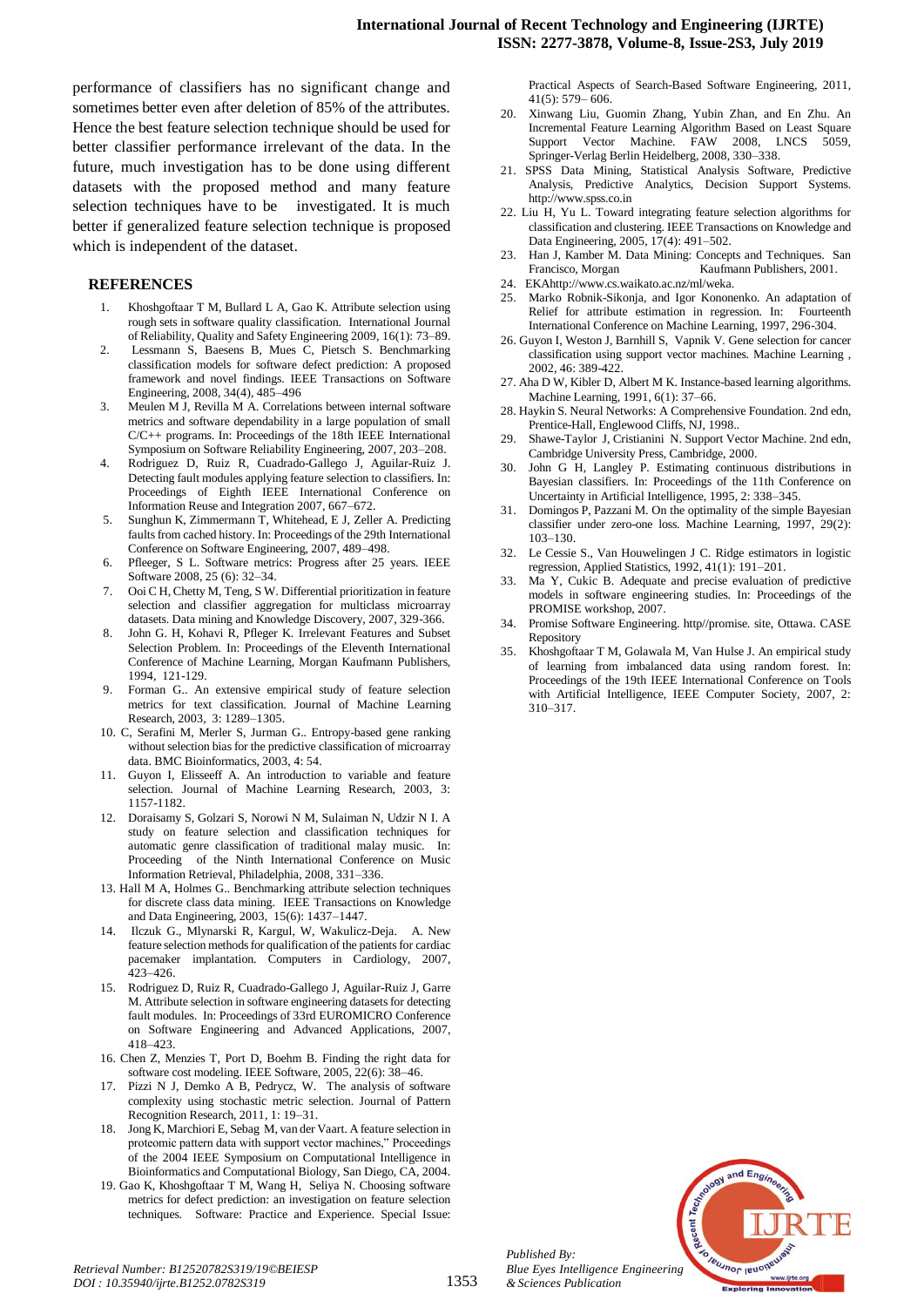performance of classifiers has no significant change and sometimes better even after deletion of 85% of the attributes. Hence the best feature selection technique should be used for better classifier performance irrelevant of the data. In the future, much investigation has to be done using different datasets with the proposed method and many feature selection techniques have to be investigated. It is much better if generalized feature selection technique is proposed which is independent of the dataset.

## REFERENCES

1. Khoshgoftaar T M, Bullard L A, Gao K. Attribute selection using rough sets in software quality classification. International Journal of Reliability, Quality and Safety Engineering 2009, 16(1): 73–89.
2. Lessmann S, Baesens B, Mues C, Pietsch S. Benchmarking classification models for software defect prediction: A proposed framework and novel findings. IEEE Transactions on Software Engineering, 2008, 34(4), 485–496
3. Meulen M J, Revilla M A. Correlations between internal software metrics and software dependability in a large population of small C/C++ programs. In: Proceedings of the 18th IEEE International Symposium on Software Reliability Engineering, 2007, 203–208.
4. Rodriguez D, Ruiz R, Cuadrado-Gallego J, Aguilar-Ruiz J. Detecting fault modules applying feature selection to classifiers. In: Proceedings of Eighth IEEE International Conference on Information Reuse and Integration 2007, 667–672.
5. Sunghun K, Zimmermann T, Whitehead, E J, Zeller A. Predicting faults from cached history. In: Proceedings of the 29th International Conference on Software Engineering, 2007, 489–498.
6. Pfleeger, S L. Software metrics: Progress after 25 years. IEEE Software 2008, 25 (6): 32–34.
7. Ooi C H, Chetty M, Teng, S W. Differential prioritization in feature selection and classifier aggregation for multiclass microarray datasets. Data mining and Knowledge Discovery, 2007, 329-366.
8. John G. H, Kohavi R, Pfleger K. Irrelevant Features and Subset Selection Problem. In: Proceedings of the Eleventh International Conference of Machine Learning, Morgan Kaufmann Publishers, 1994, 121-129.
9. Forman G.. An extensive empirical study of feature selection metrics for text classification. Journal of Machine Learning Research, 2003, 3: 1289–1305.
10. C, Serafini M, Merler S, Jurman G.. Entropy-based gene ranking without selection bias for the predictive classification of microarray data. BMC Bioinformatics, 2003, 4: 54.
11. Guyon I, Elisseeff A. An introduction to variable and feature selection. Journal of Machine Learning Research, 2003, 3: 1157-1182.
12. Doraisamy S, Golzari S, Norowi N M, Sulaiman N, Udzir N I. A study on feature selection and classification techniques for automatic genre classification of traditional malay music. In: Proceeding of the Ninth International Conference on Music Information Retrieval, Philadelphia, 2008, 331–336.
13. Hall M A, Holmes G.. Benchmarking attribute selection techniques for discrete class data mining. IEEE Transactions on Knowledge and Data Engineering, 2003, 15(6): 1437–1447.
14. Ilczuk G., Mlynarski R, Kargul, W, Wakulicz-Deja. A. New feature selection methods for qualification of the patients for cardiac pacemaker implantation. Computers in Cardiology, 2007, 423–426.
15. Rodriguez D, Ruiz R, Cuadrado-Gallego J, Aguilar-Ruiz J, Garre M. Attribute selection in software engineering datasets for detecting fault modules. In: Proceedings of 33rd EUROMICRO Conference on Software Engineering and Advanced Applications, 2007, 418–423.
16. Chen Z, Menzies T, Port D, Boehm B. Finding the right data for software cost modeling. IEEE Software, 2005, 22(6): 38–46.
17. Pizzi N J, Demko A B, Pedrycz, W. The analysis of software complexity using stochastic metric selection. Journal of Pattern Recognition Research, 2011, 1: 19–31.
18. Jong K, Marchiori E, Sebag M, van der Vaart. A feature selection in proteomic pattern data with support vector machines," Proceedings of the 2004 IEEE Symposium on Computational Intelligence in Bioinformatics and Computational Biology, San Diego, CA, 2004.
19. Gao K, Khoshgoftaar T M, Wang H, Seliya N. Choosing software metrics for defect prediction: an investigation on feature selection techniques. Software: Practice and Experience. Special Issue: Practical Aspects of Search-Based Software Engineering, 2011, 41(5): 579– 606.
20. Xinwang Liu, Guomin Zhang, Yubin Zhan, and En Zhu. An Incremental Feature Learning Algorithm Based on Least Square Support Vector Machine. FAW 2008, LNCS 5059, Springer-Verlag Berlin Heidelberg, 2008, 330–338.
21. SPSS Data Mining, Statistical Analysis Software, Predictive Analysis, Predictive Analytics, Decision Support Systems. http://www.spss.co.in
22. Liu H, Yu L. Toward integrating feature selection algorithms for classification and clustering. IEEE Transactions on Knowledge and Data Engineering, 2005, 17(4): 491–502.
23. Han J, Kamber M. Data Mining: Concepts and Techniques. San Francisco, Morgan Kaufmann Publishers, 2001.
24. EKAhttp://www.cs.waikato.ac.nz/ml/weka.
25. Marko Robnik-Sikonja, and Igor Kononenko. An adaptation of Relief for attribute estimation in regression. In: Fourteenth International Conference on Machine Learning, 1997, 296-304.
26. Guyon I, Weston J, Barnhill S, Vapnik V. Gene selection for cancer classification using support vector machines. Machine Learning , 2002, 46: 389-422.
27. Aha D W, Kibler D, Albert M K. Instance-based learning algorithms. Machine Learning, 1991, 6(1): 37–66.
28. Haykin S. Neural Networks: A Comprehensive Foundation. 2nd edn, Prentice-Hall, Englewood Cliffs, NJ, 1998..
29. Shawe-Taylor J, Cristianini N. Support Vector Machine. 2nd edn, Cambridge University Press, Cambridge, 2000.
30. John G H, Langley P. Estimating continuous distributions in Bayesian classifiers. In: Proceedings of the 11th Conference on Uncertainty in Artificial Intelligence, 1995, 2: 338–345.
31. Domingos P, Pazzani M. On the optimality of the simple Bayesian classifier under zero-one loss. Machine Learning, 1997, 29(2): 103–130.
32. Le Cessie S., Van Houwelingen J C. Ridge estimators in logistic regression, Applied Statistics, 1992, 41(1): 191–201.
33. Ma Y, Cukic B. Adequate and precise evaluation of predictive models in software engineering studies. In: Proceedings of the PROMISE workshop, 2007.
34. Promise Software Engineering. http//promise. site, Ottawa. CASE Repository
35. Khoshgoftaar T M, Golawala M, Van Hulse J. An empirical study of learning from imbalanced data using random forest. In: Proceedings of the 19th IEEE International Conference on Tools with Artificial Intelligence, IEEE Computer Society, 2007, 2: 310–317.